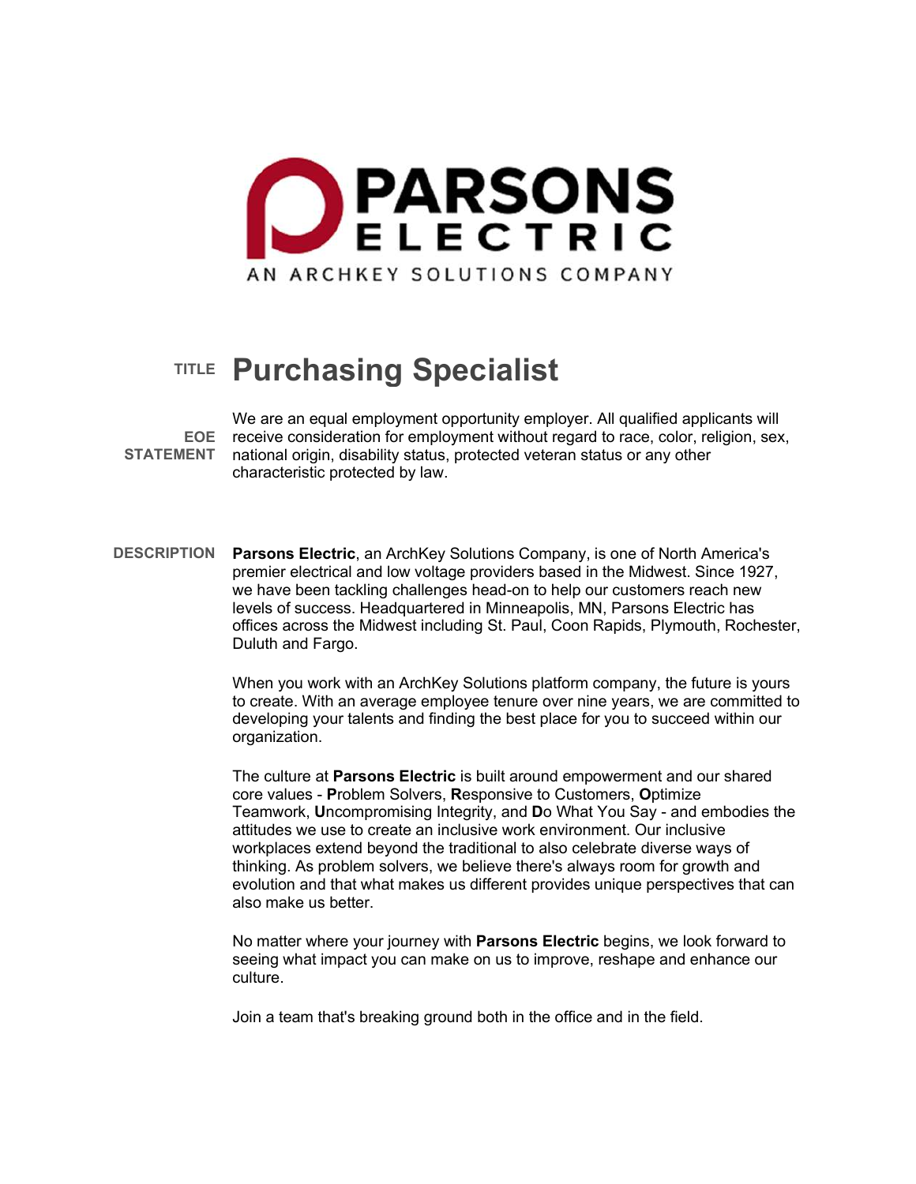PARSONS ELECTRIC
AN ARCHKEY SOLUTIONS COMPANY

**TITLE**

# Purchasing Specialist

**EOE STATEMENT**

We are an equal employment opportunity employer. All qualified applicants will receive consideration for employment without regard to race, color, religion, sex, national origin, disability status, protected veteran status or any other characteristic protected by law.

**DESCRIPTION**

**Parsons Electric**, an ArchKey Solutions Company, is one of North America's premier electrical and low voltage providers based in the Midwest. Since 1927, we have been tackling challenges head-on to help our customers reach new levels of success. Headquartered in Minneapolis, MN, Parsons Electric has offices across the Midwest including St. Paul, Coon Rapids, Plymouth, Rochester, Duluth and Fargo.

When you work with an ArchKey Solutions platform company, the future is yours to create. With an average employee tenure over nine years, we are committed to developing your talents and finding the best place for you to succeed within our organization.

The culture at **Parsons Electric** is built around empowerment and our shared core values - **P**roblem Solvers, **R**esponsive to Customers, **O**ptimize Teamwork, **U**ncompromising Integrity, and **D**o What You Say - and embodies the attitudes we use to create an inclusive work environment. Our inclusive workplaces extend beyond the traditional to also celebrate diverse ways of thinking. As problem solvers, we believe there's always room for growth and evolution and that what makes us different provides unique perspectives that can also make us better.

No matter where your journey with **Parsons Electric** begins, we look forward to seeing what impact you can make on us to improve, reshape and enhance our culture.

Join a team that's breaking ground both in the office and in the field.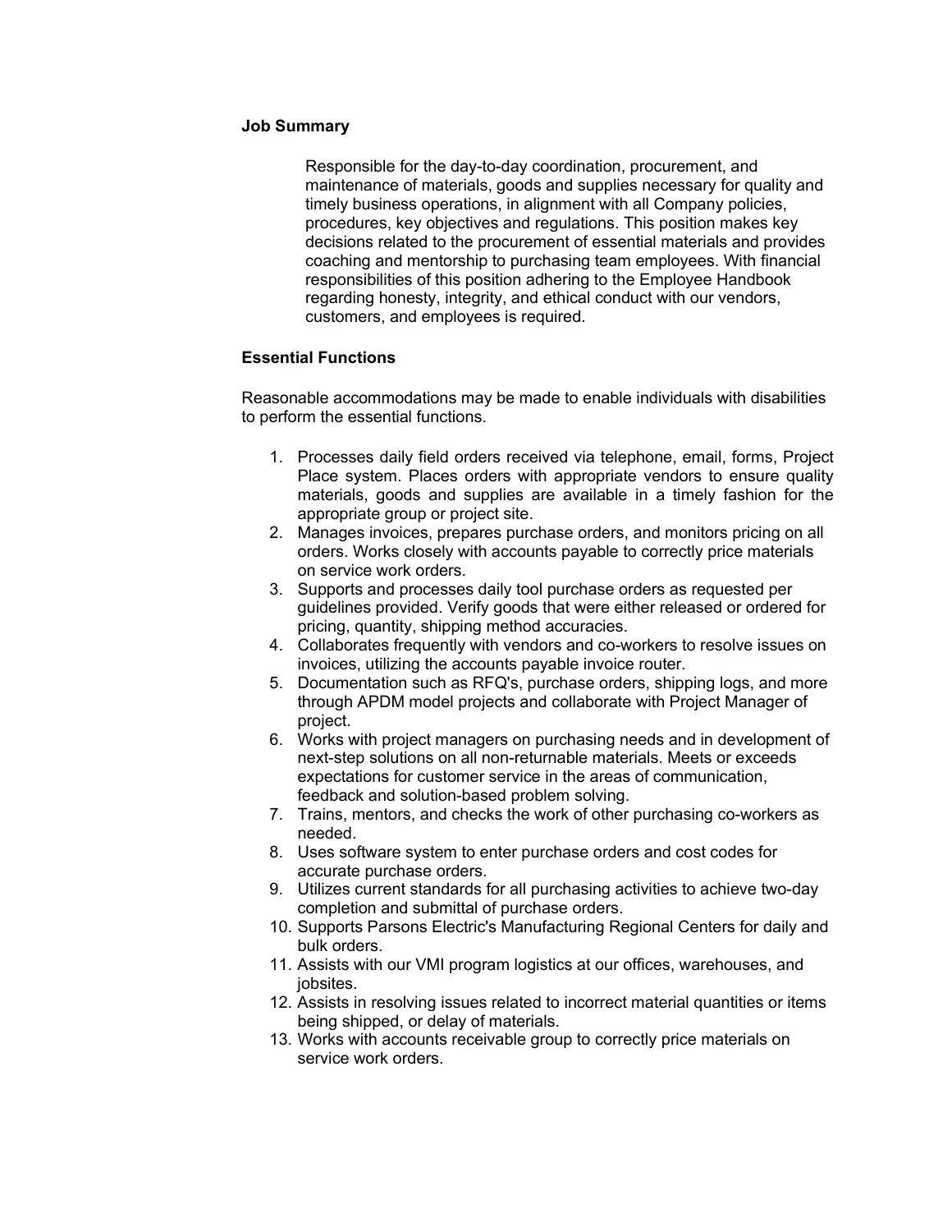### Job Summary

Responsible for the day-to-day coordination, procurement, and maintenance of materials, goods and supplies necessary for quality and timely business operations, in alignment with all Company policies, procedures, key objectives and regulations. This position makes key decisions related to the procurement of essential materials and provides coaching and mentorship to purchasing team employees. With financial responsibilities of this position adhering to the Employee Handbook regarding honesty, integrity, and ethical conduct with our vendors, customers, and employees is required.

### Essential Functions

Reasonable accommodations may be made to enable individuals with disabilities to perform the essential functions.

1. Processes daily field orders received via telephone, email, forms, Project Place system. Places orders with appropriate vendors to ensure quality materials, goods and supplies are available in a timely fashion for the appropriate group or project site.
2. Manages invoices, prepares purchase orders, and monitors pricing on all orders. Works closely with accounts payable to correctly price materials on service work orders.
3. Supports and processes daily tool purchase orders as requested per guidelines provided. Verify goods that were either released or ordered for pricing, quantity, shipping method accuracies.
4. Collaborates frequently with vendors and co-workers to resolve issues on invoices, utilizing the accounts payable invoice router.
5. Documentation such as RFQ's, purchase orders, shipping logs, and more through APDM model projects and collaborate with Project Manager of project.
6. Works with project managers on purchasing needs and in development of next-step solutions on all non-returnable materials. Meets or exceeds expectations for customer service in the areas of communication, feedback and solution-based problem solving.
7. Trains, mentors, and checks the work of other purchasing co-workers as needed.
8. Uses software system to enter purchase orders and cost codes for accurate purchase orders.
9. Utilizes current standards for all purchasing activities to achieve two-day completion and submittal of purchase orders.
10. Supports Parsons Electric's Manufacturing Regional Centers for daily and bulk orders.
11. Assists with our VMI program logistics at our offices, warehouses, and jobsites.
12. Assists in resolving issues related to incorrect material quantities or items being shipped, or delay of materials.
13. Works with accounts receivable group to correctly price materials on service work orders.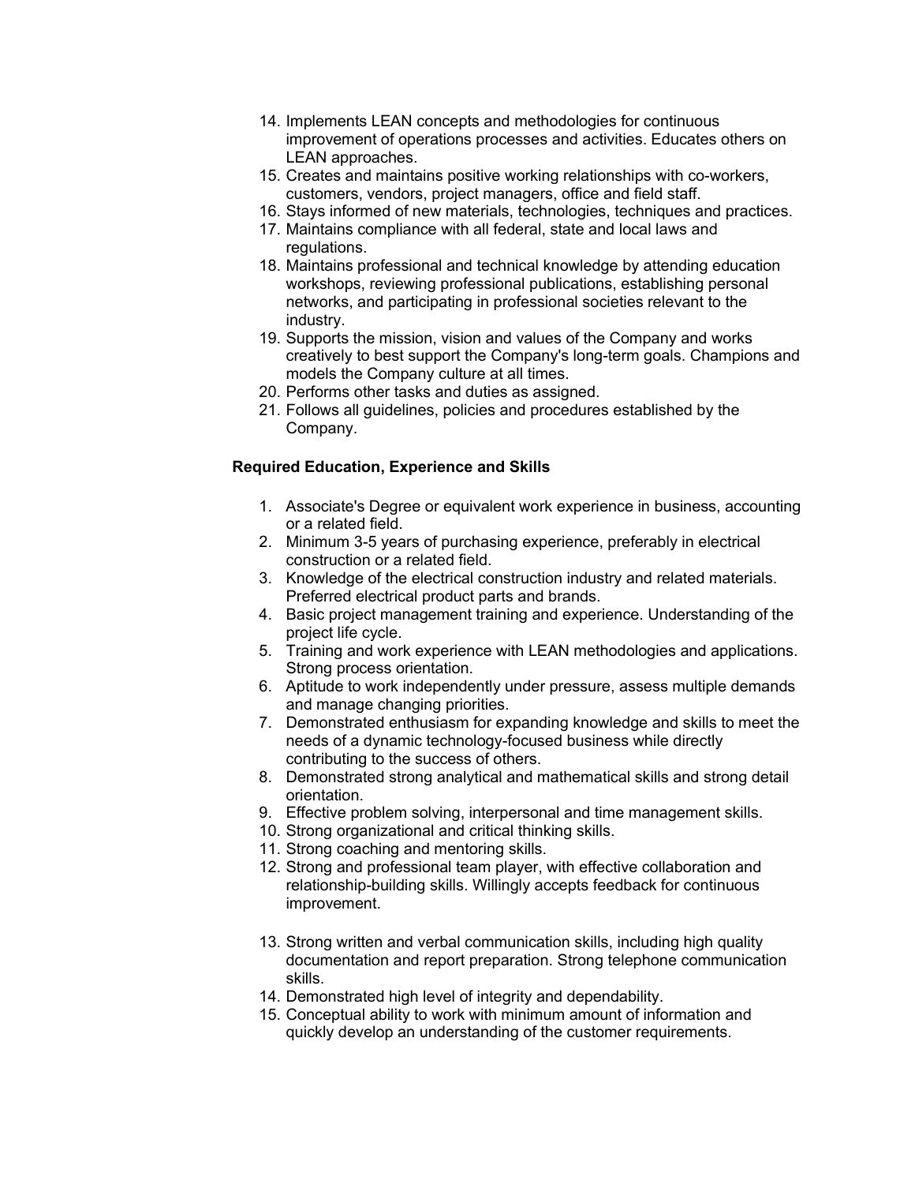14. Implements LEAN concepts and methodologies for continuous improvement of operations processes and activities. Educates others on LEAN approaches.
15. Creates and maintains positive working relationships with co-workers, customers, vendors, project managers, office and field staff.
16. Stays informed of new materials, technologies, techniques and practices.
17. Maintains compliance with all federal, state and local laws and regulations.
18. Maintains professional and technical knowledge by attending education workshops, reviewing professional publications, establishing personal networks, and participating in professional societies relevant to the industry.
19. Supports the mission, vision and values of the Company and works creatively to best support the Company's long-term goals. Champions and models the Company culture at all times.
20. Performs other tasks and duties as assigned.
21. Follows all guidelines, policies and procedures established by the Company.

**Required Education, Experience and Skills**

1. Associate's Degree or equivalent work experience in business, accounting or a related field.
2. Minimum 3-5 years of purchasing experience, preferably in electrical construction or a related field.
3. Knowledge of the electrical construction industry and related materials. Preferred electrical product parts and brands.
4. Basic project management training and experience. Understanding of the project life cycle.
5. Training and work experience with LEAN methodologies and applications. Strong process orientation.
6. Aptitude to work independently under pressure, assess multiple demands and manage changing priorities.
7. Demonstrated enthusiasm for expanding knowledge and skills to meet the needs of a dynamic technology-focused business while directly contributing to the success of others.
8. Demonstrated strong analytical and mathematical skills and strong detail orientation.
9. Effective problem solving, interpersonal and time management skills.
10. Strong organizational and critical thinking skills.
11. Strong coaching and mentoring skills.
12. Strong and professional team player, with effective collaboration and relationship-building skills. Willingly accepts feedback for continuous improvement.
13. Strong written and verbal communication skills, including high quality documentation and report preparation. Strong telephone communication skills.
14. Demonstrated high level of integrity and dependability.
15. Conceptual ability to work with minimum amount of information and quickly develop an understanding of the customer requirements.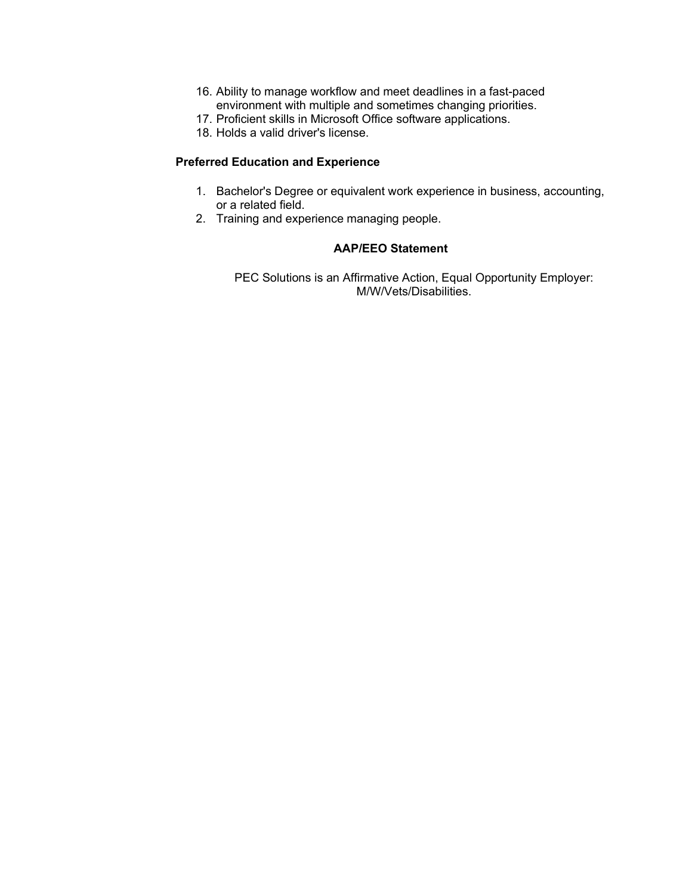16. Ability to manage workflow and meet deadlines in a fast-paced environment with multiple and sometimes changing priorities.
17. Proficient skills in Microsoft Office software applications.
18. Holds a valid driver's license.

**Preferred Education and Experience**

1. Bachelor's Degree or equivalent work experience in business, accounting, or a related field.
2. Training and experience managing people.

**AAP/EEO Statement**

PEC Solutions is an Affirmative Action, Equal Opportunity Employer: M/W/Vets/Disabilities.